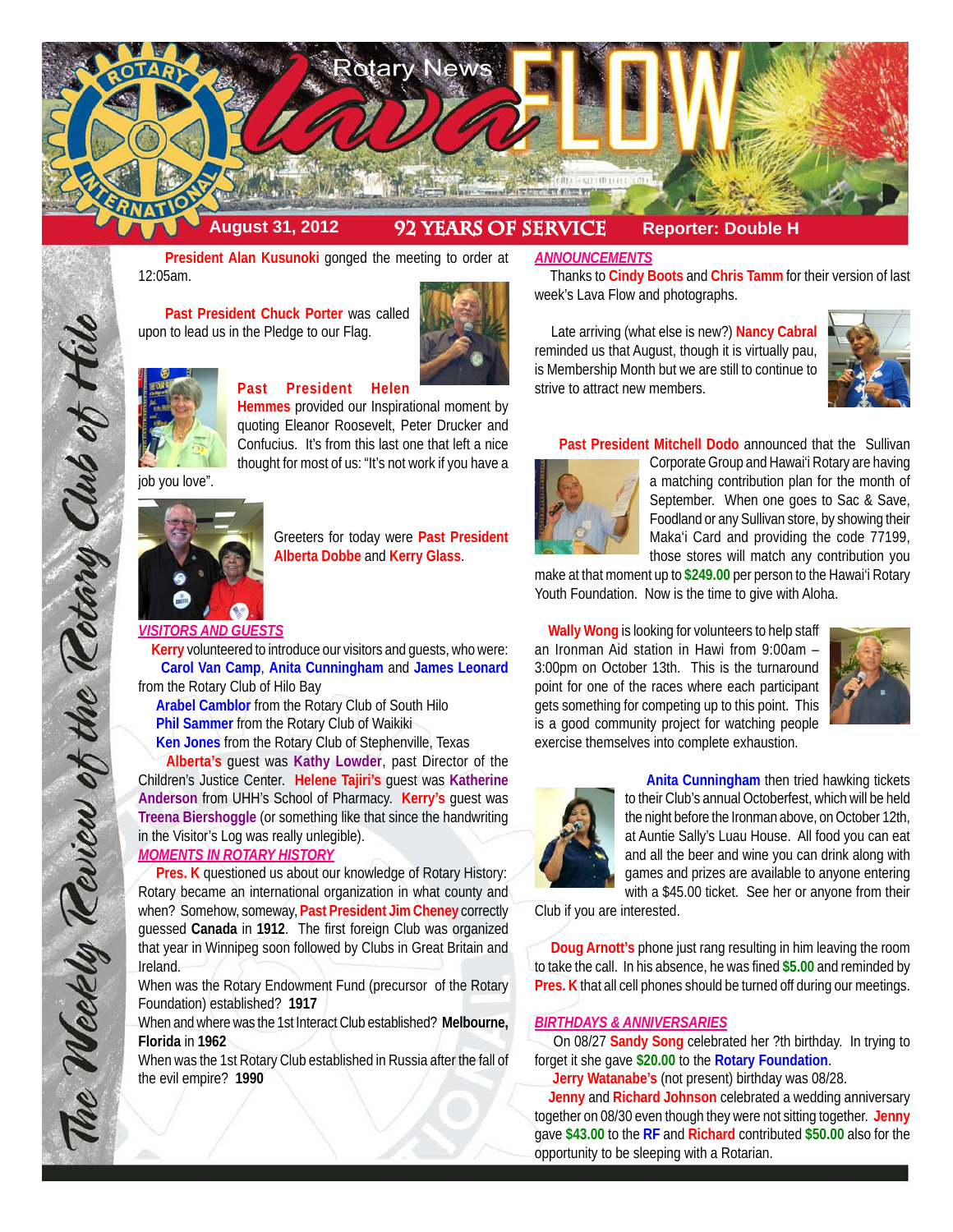# Rotary News Lava FLOW

**August 31, 2012** | **92 YEARS OF SERVICE** | **Reporter: Double H**

*The Weekly Review of the Rotary Club of Hilo*

**President Alan Kusunoki** gonged the meeting to order at 12:05am.

**Past President Chuck Porter** was called upon to lead us in the Pledge to our Flag.

**Past President Helen Hemmes** provided our Inspirational moment by quoting Eleanor Roosevelt, Peter Drucker and Confucius. It's from this last one that left a nice thought for most of us: "It's not work if you have a job you love".

Greeters for today were **Past President Alberta Dobbe** and **Kerry Glass**.

## *VISITORS AND GUESTS*

**Kerry** volunteered to introduce our visitors and guests, who were:

**Carol Van Camp**, **Anita Cunningham** and **James Leonard** from the Rotary Club of Hilo Bay

**Arabel Camblor** from the Rotary Club of South Hilo

**Phil Sammer** from the Rotary Club of Waikiki

**Ken Jones** from the Rotary Club of Stephenville, Texas

**Alberta's** guest was **Kathy Lowder**, past Director of the Children's Justice Center. **Helene Tajiri's** guest was **Katherine Anderson** from UHH's School of Pharmacy. **Kerry's** guest was **Treena Biershoggle** (or something like that since the handwriting in the Visitor's Log was really unlegible).

## *MOMENTS IN ROTARY HISTORY*

**Pres. K** questioned us about our knowledge of Rotary History: Rotary became an international organization in what county and when? Somehow, someway, **Past President Jim Cheney** correctly guessed **Canada** in **1912**. The first foreign Club was organized that year in Winnipeg soon followed by Clubs in Great Britain and Ireland.

When was the Rotary Endowment Fund (precursor of the Rotary Foundation) established? **1917**

When and where was the 1st Interact Club established? **Melbourne, Florida** in **1962**

When was the 1st Rotary Club established in Russia after the fall of the evil empire? **1990**

## *ANNOUNCEMENTS*

Thanks to **Cindy Boots** and **Chris Tamm** for their version of last week's Lava Flow and photographs.

Late arriving (what else is new?) **Nancy Cabral** reminded us that August, though it is virtually pau, is Membership Month but we are still to continue to strive to attract new members.

**Past President Mitchell Dodo** announced that the Sullivan Corporate Group and Hawai'i Rotary are having a matching contribution plan for the month of September. When one goes to Sac & Save, Foodland or any Sullivan store, by showing their Maka'i Card and providing the code 77199, those stores will match any contribution you make at that moment up to **$249.00** per person to the Hawai'i Rotary Youth Foundation. Now is the time to give with Aloha.

**Wally Wong** is looking for volunteers to help staff an Ironman Aid station in Hawi from 9:00am – 3:00pm on October 13th. This is the turnaround point for one of the races where each participant gets something for competing up to this point. This is a good community project for watching people exercise themselves into complete exhaustion.

**Anita Cunningham** then tried hawking tickets to their Club's annual Octoberfest, which will be held the night before the Ironman above, on October 12th, at Auntie Sally's Luau House. All food you can eat and all the beer and wine you can drink along with games and prizes are available to anyone entering with a $45.00 ticket. See her or anyone from their Club if you are interested.

**Doug Arnott's** phone just rang resulting in him leaving the room to take the call. In his absence, he was fined **$5.00** and reminded by **Pres. K** that all cell phones should be turned off during our meetings.

## *BIRTHDAYS & ANNIVERSARIES*

On 08/27 **Sandy Song** celebrated her ?th birthday. In trying to forget it she gave **$20.00** to the **Rotary Foundation**.

**Jerry Watanabe's** (not present) birthday was 08/28.

**Jenny** and **Richard Johnson** celebrated a wedding anniversary together on 08/30 even though they were not sitting together. **Jenny** gave **$43.00** to the **RF** and **Richard** contributed **$50.00** also for the opportunity to be sleeping with a Rotarian.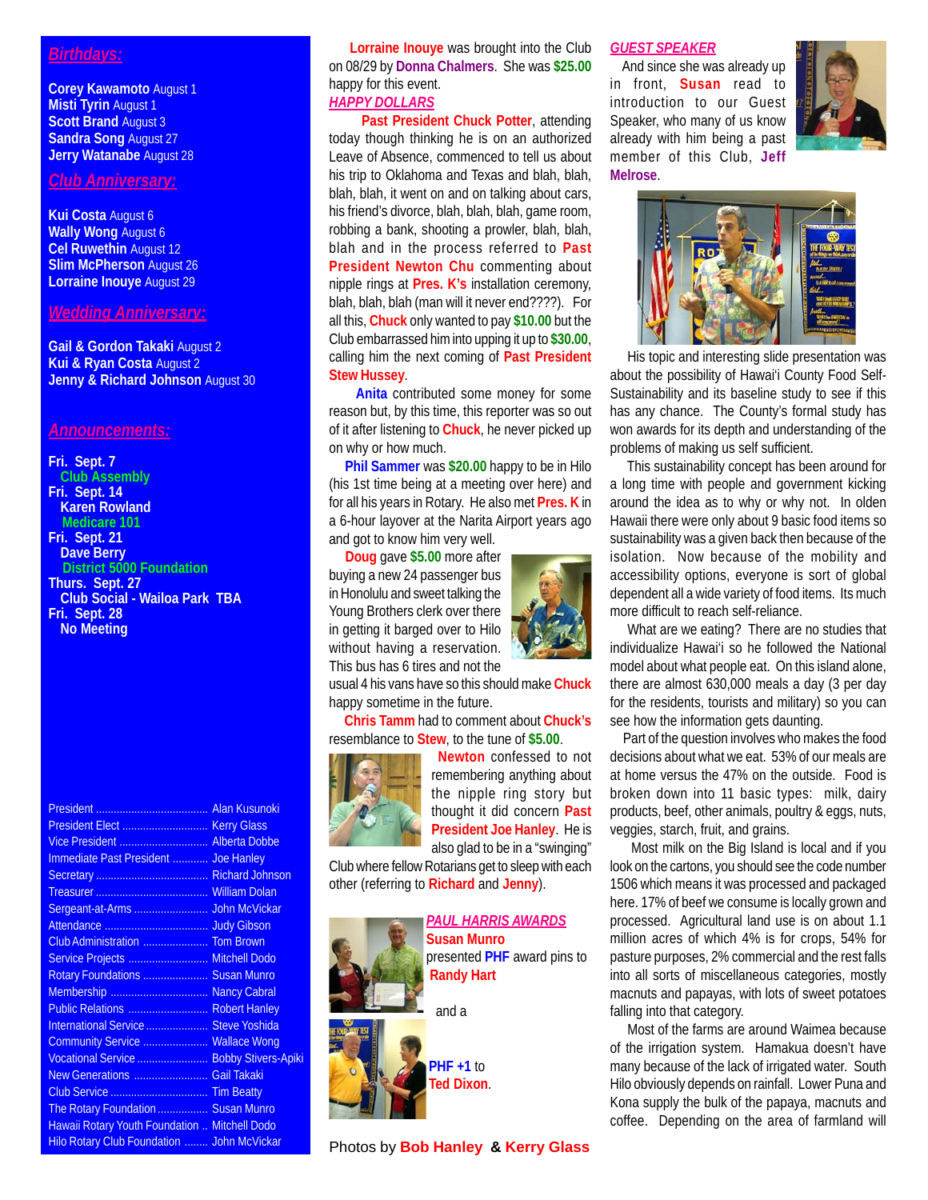## Birthdays:

**Corey Kawamoto** August 1
**Misti Tyrin** August 1
**Scott Brand** August 3
**Sandra Song** August 27
**Jerry Watanabe** August 28

## Club Anniversary:

**Kui Costa** August 6
**Wally Wong** August 6
**Cel Ruwethin** August 12
**Slim McPherson** August 26
**Lorraine Inouye** August 29

## Wedding Anniversary:

**Gail & Gordon Takaki** August 2
**Kui & Ryan Costa** August 2
**Jenny & Richard Johnson** August 30

## Announcements:

**Fri. Sept. 7**
**Club Assembly**
**Fri. Sept. 14**
**Karen Rowland**
**Medicare 101**
**Fri. Sept. 21**
**Dave Berry**
**District 5000 Foundation**
**Thurs. Sept. 27**
**Club Social - Wailoa Park TBA**
**Fri. Sept. 28**
**No Meeting**

| | |
|---|---|
| President | Alan Kusunoki |
| President Elect | Kerry Glass |
| Vice President | Alberta Dobbe |
| Immediate Past President | Joe Hanley |
| Secretary | Richard Johnson |
| Treasurer | William Dolan |
| Sergeant-at-Arms | John McVickar |
| Attendance | Judy Gibson |
| Club Administration | Tom Brown |
| Service Projects | Mitchell Dodo |
| Rotary Foundations | Susan Munro |
| Membership | Nancy Cabral |
| Public Relations | Robert Hanley |
| International Service | Steve Yoshida |
| Community Service | Wallace Wong |
| Vocational Service | Bobby Stivers-Apiki |
| New Generations | Gail Takaki |
| Club Service | Tim Beatty |
| The Rotary Foundation | Susan Munro |
| Hawaii Rotary Youth Foundation | Mitchell Dodo |
| Hilo Rotary Club Foundation | John McVickar |

**Lorraine Inouye** was brought into the Club on 08/29 by **Donna Chalmers**. She was **$25.00** happy for this event.

## HAPPY DOLLARS

**Past President Chuck Potter**, attending today though thinking he is on an authorized Leave of Absence, commenced to tell us about his trip to Oklahoma and Texas and blah, blah, blah, blah, it went on and on talking about cars, his friend's divorce, blah, blah, blah, game room, robbing a bank, shooting a prowler, blah, blah, blah and in the process referred to **Past President Newton Chu** commenting about nipple rings at **Pres. K's** installation ceremony, blah, blah, blah (man will it never end????). For all this, **Chuck** only wanted to pay **$10.00** but the Club embarrassed him into upping it up to **$30.00**, calling him the next coming of **Past President Stew Hussey**.

**Anita** contributed some money for some reason but, by this time, this reporter was so out of it after listening to **Chuck**, he never picked up on why or how much.

**Phil Sammer** was **$20.00** happy to be in Hilo (his 1st time being at a meeting over here) and for all his years in Rotary. He also met **Pres. K** in a 6-hour layover at the Narita Airport years ago and got to know him very well.

**Doug** gave **$5.00** more after buying a new 24 passenger bus in Honolulu and sweet talking the Young Brothers clerk over there in getting it barged over to Hilo without having a reservation. This bus has 6 tires and not the usual 4 his vans have so this should make **Chuck** happy sometime in the future.

**Chris Tamm** had to comment about **Chuck's** resemblance to **Stew**, to the tune of **$5.00**.

**Newton** confessed to not remembering anything about the nipple ring story but thought it did concern **Past President Joe Hanley**. He is also glad to be in a "swinging" Club where fellow Rotarians get to sleep with each other (referring to **Richard** and **Jenny**).

## PAUL HARRIS AWARDS

**Susan Munro** presented **PHF** award pins to **Randy Hart**

and a

**PHF +1** to **Ted Dixon**.

Photos by **Bob Hanley** & **Kerry Glass**

## GUEST SPEAKER

And since she was already up in front, **Susan** read to introduction to our Guest Speaker, who many of us know already with him being a past member of this Club, **Jeff Melrose**.

His topic and interesting slide presentation was about the possibility of Hawai'i County Food Self-Sustainability and its baseline study to see if this has any chance. The County's formal study has won awards for its depth and understanding of the problems of making us self sufficient.

This sustainability concept has been around for a long time with people and government kicking around the idea as to why or why not. In olden Hawaii there were only about 9 basic food items so sustainability was a given back then because of the isolation. Now because of the mobility and accessibility options, everyone is sort of global dependent all a wide variety of food items. Its much more difficult to reach self-reliance.

What are we eating? There are no studies that individualize Hawai'i so he followed the National model about what people eat. On this island alone, there are almost 630,000 meals a day (3 per day for the residents, tourists and military) so you can see how the information gets daunting.

Part of the question involves who makes the food decisions about what we eat. 53% of our meals are at home versus the 47% on the outside. Food is broken down into 11 basic types: milk, dairy products, beef, other animals, poultry & eggs, nuts, veggies, starch, fruit, and grains.

Most milk on the Big Island is local and if you look on the cartons, you should see the code number 1506 which means it was processed and packaged here. 17% of beef we consume is locally grown and processed. Agricultural land use is on about 1.1 million acres of which 4% is for crops, 54% for pasture purposes, 2% commercial and the rest falls into all sorts of miscellaneous categories, mostly macnuts and papayas, with lots of sweet potatoes falling into that category.

Most of the farms are around Waimea because of the irrigation system. Hamakua doesn't have many because of the lack of irrigated water. South Hilo obviously depends on rainfall. Lower Puna and Kona supply the bulk of the papaya, macnuts and coffee. Depending on the area of farmland will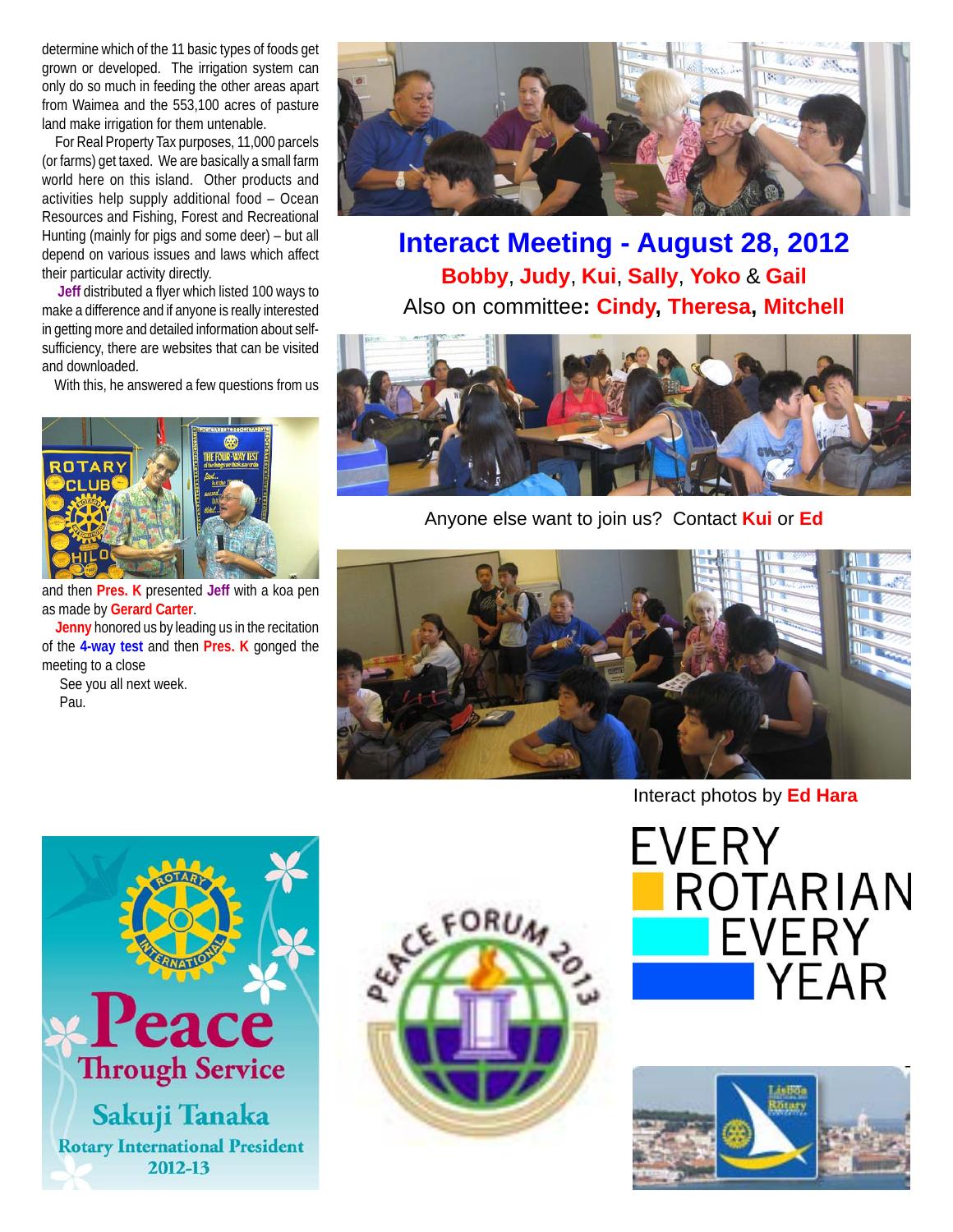determine which of the 11 basic types of foods get grown or developed. The irrigation system can only do so much in feeding the other areas apart from Waimea and the 553,100 acres of pasture land make irrigation for them untenable.

For Real Property Tax purposes, 11,000 parcels (or farms) get taxed. We are basically a small farm world here on this island. Other products and activities help supply additional food – Ocean Resources and Fishing, Forest and Recreational Hunting (mainly for pigs and some deer) – but all depend on various issues and laws which affect their particular activity directly.

**Jeff** distributed a flyer which listed 100 ways to make a difference and if anyone is really interested in getting more and detailed information about self-sufficiency, there are websites that can be visited and downloaded.

With this, he answered a few questions from us and then **Pres. K** presented **Jeff** with a koa pen as made by **Gerard Carter**.

**Jenny** honored us by leading us in the recitation of the **4-way test** and then **Pres. K** gonged the meeting to a close

See you all next week.

Pau.

## Interact Meeting - August 28, 2012

**Bobby**, **Judy**, **Kui**, **Sally**, **Yoko** & **Gail**

Also on committee: **Cindy**, **Theresa**, **Mitchell**

Anyone else want to join us? Contact **Kui** or **Ed**

Interact photos by **Ed Hara**

Peace Through Service
Sakuji Tanaka
Rotary International President
2012-13

PEACE FORUM 2013

EVERY ROTARIAN EVERY YEAR